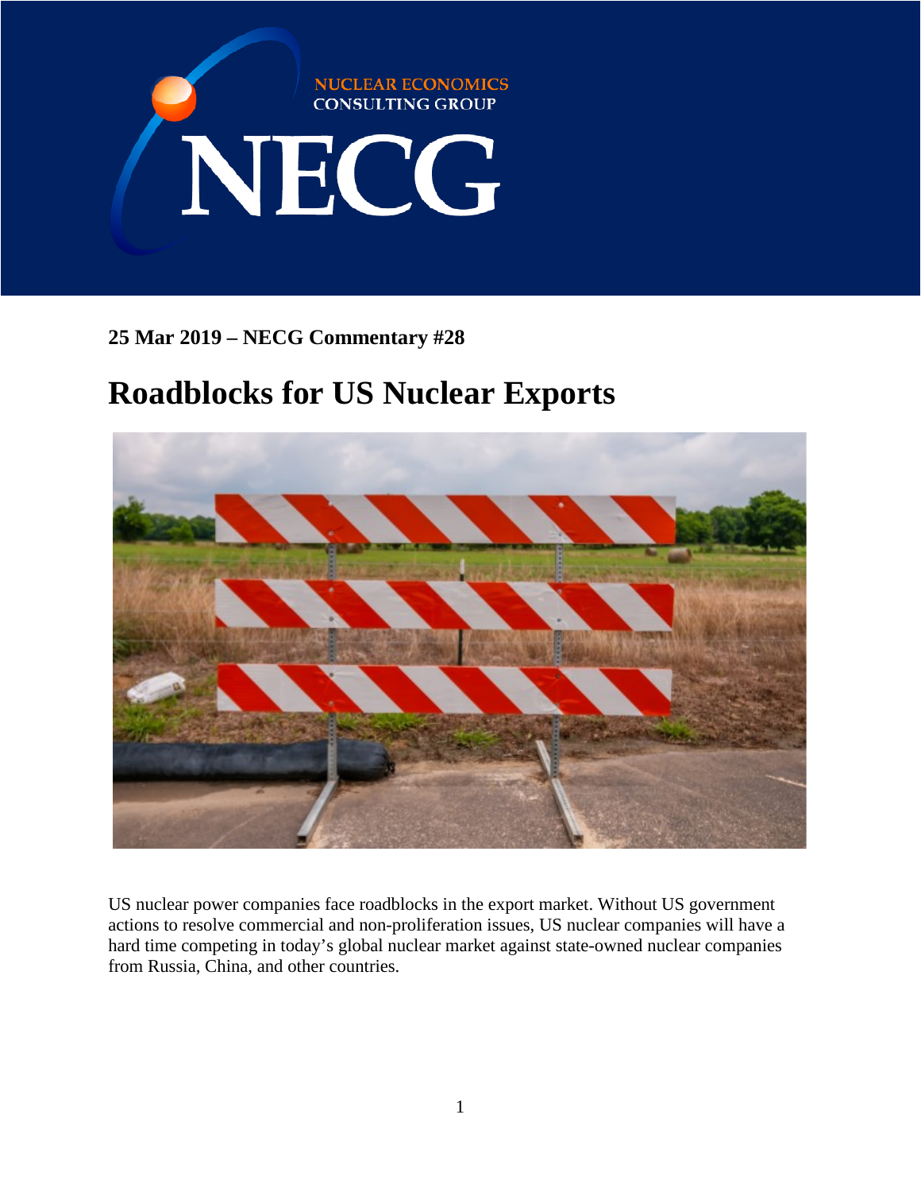NUCLEAR ECONOMICS CONSULTING GROUP

NECG

**25 Mar 2019 – NECG Commentary #28**

# Roadblocks for US Nuclear Exports

US nuclear power companies face roadblocks in the export market. Without US government actions to resolve commercial and non-proliferation issues, US nuclear companies will have a hard time competing in today's global nuclear market against state-owned nuclear companies from Russia, China, and other countries.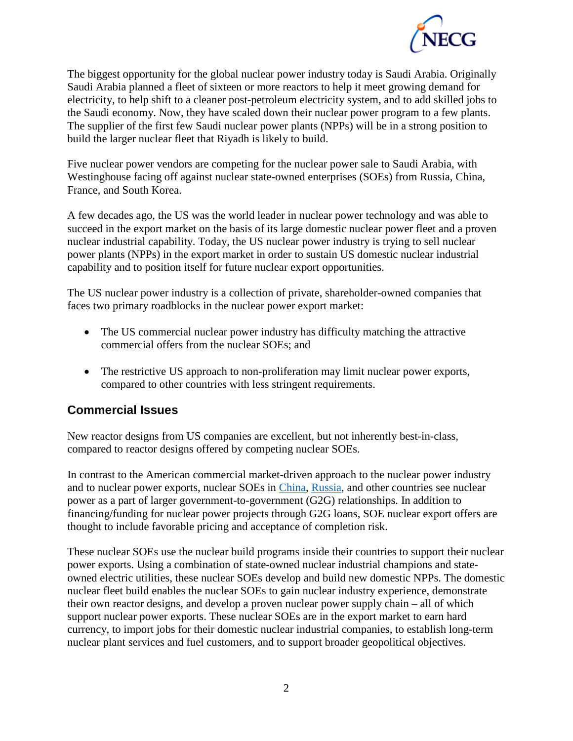The biggest opportunity for the global nuclear power industry today is Saudi Arabia. Originally Saudi Arabia planned a fleet of sixteen or more reactors to help it meet growing demand for electricity, to help shift to a cleaner post-petroleum electricity system, and to add skilled jobs to the Saudi economy. Now, they have scaled down their nuclear power program to a few plants. The supplier of the first few Saudi nuclear power plants (NPPs) will be in a strong position to build the larger nuclear fleet that Riyadh is likely to build.

Five nuclear power vendors are competing for the nuclear power sale to Saudi Arabia, with Westinghouse facing off against nuclear state-owned enterprises (SOEs) from Russia, China, France, and South Korea.

A few decades ago, the US was the world leader in nuclear power technology and was able to succeed in the export market on the basis of its large domestic nuclear power fleet and a proven nuclear industrial capability. Today, the US nuclear power industry is trying to sell nuclear power plants (NPPs) in the export market in order to sustain US domestic nuclear industrial capability and to position itself for future nuclear export opportunities.

The US nuclear power industry is a collection of private, shareholder-owned companies that faces two primary roadblocks in the nuclear power export market:

- The US commercial nuclear power industry has difficulty matching the attractive commercial offers from the nuclear SOEs; and
- The restrictive US approach to non-proliferation may limit nuclear power exports, compared to other countries with less stringent requirements.

## Commercial Issues

New reactor designs from US companies are excellent, but not inherently best-in-class, compared to reactor designs offered by competing nuclear SOEs.

In contrast to the American commercial market-driven approach to the nuclear power industry and to nuclear power exports, nuclear SOEs in China, Russia, and other countries see nuclear power as a part of larger government-to-government (G2G) relationships. In addition to financing/funding for nuclear power projects through G2G loans, SOE nuclear export offers are thought to include favorable pricing and acceptance of completion risk.

These nuclear SOEs use the nuclear build programs inside their countries to support their nuclear power exports. Using a combination of state-owned nuclear industrial champions and state-owned electric utilities, these nuclear SOEs develop and build new domestic NPPs. The domestic nuclear fleet build enables the nuclear SOEs to gain nuclear industry experience, demonstrate their own reactor designs, and develop a proven nuclear power supply chain – all of which support nuclear power exports. These nuclear SOEs are in the export market to earn hard currency, to import jobs for their domestic nuclear industrial companies, to establish long-term nuclear plant services and fuel customers, and to support broader geopolitical objectives.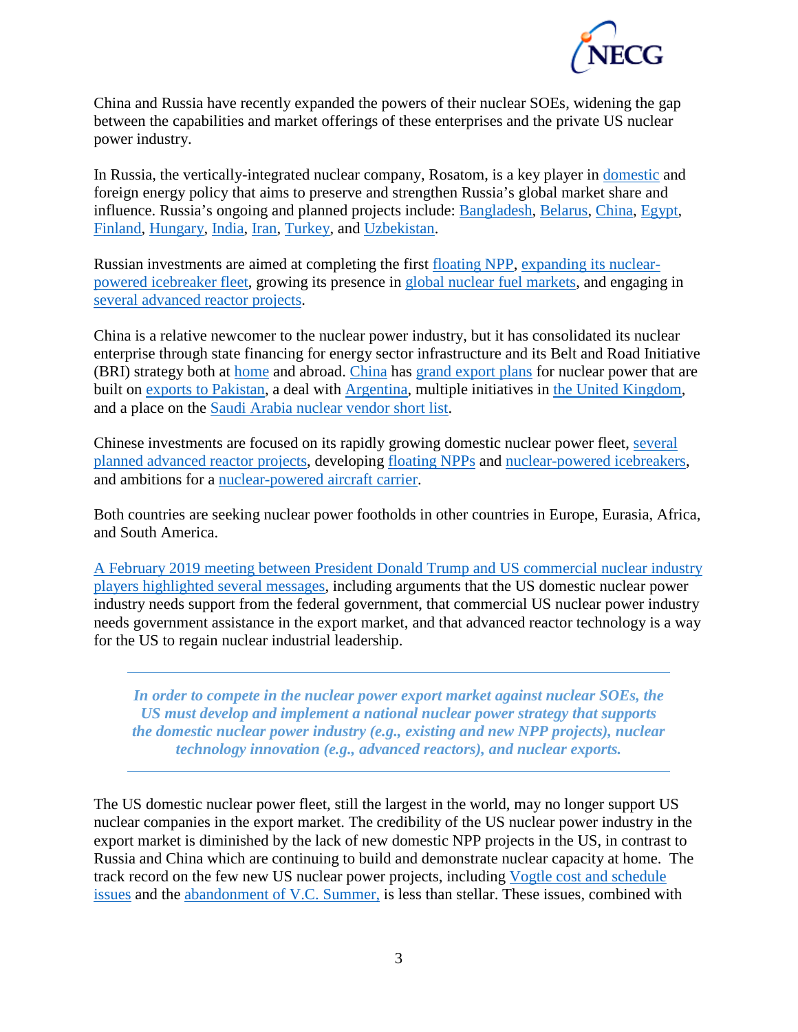China and Russia have recently expanded the powers of their nuclear SOEs, widening the gap between the capabilities and market offerings of these enterprises and the private US nuclear power industry.

In Russia, the vertically-integrated nuclear company, Rosatom, is a key player in domestic and foreign energy policy that aims to preserve and strengthen Russia's global market share and influence. Russia's ongoing and planned projects include: Bangladesh, Belarus, China, Egypt, Finland, Hungary, India, Iran, Turkey, and Uzbekistan.

Russian investments are aimed at completing the first floating NPP, expanding its nuclear-powered icebreaker fleet, growing its presence in global nuclear fuel markets, and engaging in several advanced reactor projects.

China is a relative newcomer to the nuclear power industry, but it has consolidated its nuclear enterprise through state financing for energy sector infrastructure and its Belt and Road Initiative (BRI) strategy both at home and abroad. China has grand export plans for nuclear power that are built on exports to Pakistan, a deal with Argentina, multiple initiatives in the United Kingdom, and a place on the Saudi Arabia nuclear vendor short list.

Chinese investments are focused on its rapidly growing domestic nuclear power fleet, several planned advanced reactor projects, developing floating NPPs and nuclear-powered icebreakers, and ambitions for a nuclear-powered aircraft carrier.

Both countries are seeking nuclear power footholds in other countries in Europe, Eurasia, Africa, and South America.

A February 2019 meeting between President Donald Trump and US commercial nuclear industry players highlighted several messages, including arguments that the US domestic nuclear power industry needs support from the federal government, that commercial US nuclear power industry needs government assistance in the export market, and that advanced reactor technology is a way for the US to regain nuclear industrial leadership.

---

***In order to compete in the nuclear power export market against nuclear SOEs, the US must develop and implement a national nuclear power strategy that supports the domestic nuclear power industry (e.g., existing and new NPP projects), nuclear technology innovation (e.g., advanced reactors), and nuclear exports.***

---

The US domestic nuclear power fleet, still the largest in the world, may no longer support US nuclear companies in the export market. The credibility of the US nuclear power industry in the export market is diminished by the lack of new domestic NPP projects in the US, in contrast to Russia and China which are continuing to build and demonstrate nuclear capacity at home. The track record on the few new US nuclear power projects, including Vogtle cost and schedule issues and the abandonment of V.C. Summer, is less than stellar. These issues, combined with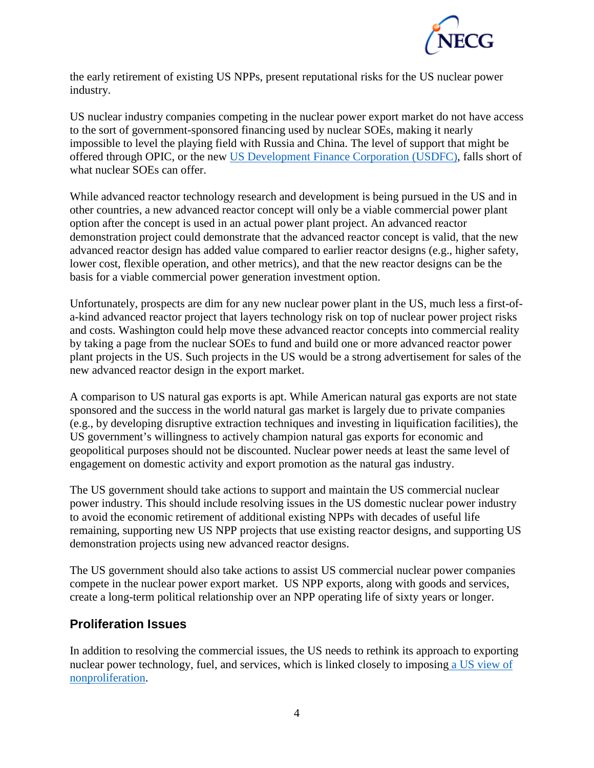the early retirement of existing US NPPs, present reputational risks for the US nuclear power industry.

US nuclear industry companies competing in the nuclear power export market do not have access to the sort of government-sponsored financing used by nuclear SOEs, making it nearly impossible to level the playing field with Russia and China. The level of support that might be offered through OPIC, or the new [US Development Finance Corporation (USDFC)](), falls short of what nuclear SOEs can offer.

While advanced reactor technology research and development is being pursued in the US and in other countries, a new advanced reactor concept will only be a viable commercial power plant option after the concept is used in an actual power plant project. An advanced reactor demonstration project could demonstrate that the advanced reactor concept is valid, that the new advanced reactor design has added value compared to earlier reactor designs (e.g., higher safety, lower cost, flexible operation, and other metrics), and that the new reactor designs can be the basis for a viable commercial power generation investment option.

Unfortunately, prospects are dim for any new nuclear power plant in the US, much less a first-of-a-kind advanced reactor project that layers technology risk on top of nuclear power project risks and costs. Washington could help move these advanced reactor concepts into commercial reality by taking a page from the nuclear SOEs to fund and build one or more advanced reactor power plant projects in the US. Such projects in the US would be a strong advertisement for sales of the new advanced reactor design in the export market.

A comparison to US natural gas exports is apt. While American natural gas exports are not state sponsored and the success in the world natural gas market is largely due to private companies (e.g., by developing disruptive extraction techniques and investing in liquification facilities), the US government's willingness to actively champion natural gas exports for economic and geopolitical purposes should not be discounted. Nuclear power needs at least the same level of engagement on domestic activity and export promotion as the natural gas industry.

The US government should take actions to support and maintain the US commercial nuclear power industry. This should include resolving issues in the US domestic nuclear power industry to avoid the economic retirement of additional existing NPPs with decades of useful life remaining, supporting new US NPP projects that use existing reactor designs, and supporting US demonstration projects using new advanced reactor designs.

The US government should also take actions to assist US commercial nuclear power companies compete in the nuclear power export market. US NPP exports, along with goods and services, create a long-term political relationship over an NPP operating life of sixty years or longer.

## Proliferation Issues

In addition to resolving the commercial issues, the US needs to rethink its approach to exporting nuclear power technology, fuel, and services, which is linked closely to imposing [a US view of nonproliferation]().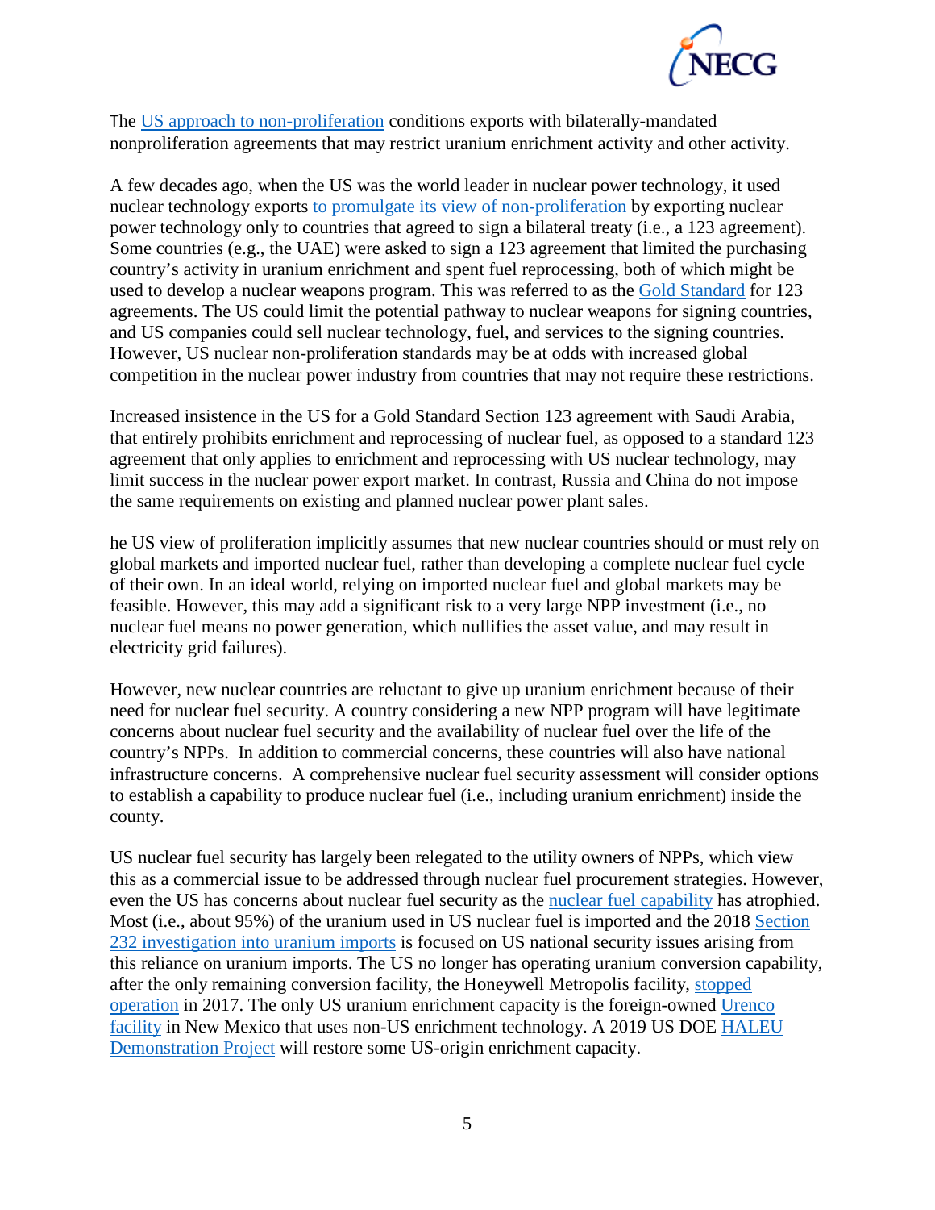The [US approach to non-proliferation]() conditions exports with bilaterally-mandated nonproliferation agreements that may restrict uranium enrichment activity and other activity.

A few decades ago, when the US was the world leader in nuclear power technology, it used nuclear technology exports [to promulgate its view of non-proliferation]() by exporting nuclear power technology only to countries that agreed to sign a bilateral treaty (i.e., a 123 agreement). Some countries (e.g., the UAE) were asked to sign a 123 agreement that limited the purchasing country's activity in uranium enrichment and spent fuel reprocessing, both of which might be used to develop a nuclear weapons program. This was referred to as the [Gold Standard]() for 123 agreements. The US could limit the potential pathway to nuclear weapons for signing countries, and US companies could sell nuclear technology, fuel, and services to the signing countries. However, US nuclear non-proliferation standards may be at odds with increased global competition in the nuclear power industry from countries that may not require these restrictions.

Increased insistence in the US for a Gold Standard Section 123 agreement with Saudi Arabia, that entirely prohibits enrichment and reprocessing of nuclear fuel, as opposed to a standard 123 agreement that only applies to enrichment and reprocessing with US nuclear technology, may limit success in the nuclear power export market. In contrast, Russia and China do not impose the same requirements on existing and planned nuclear power plant sales.

he US view of proliferation implicitly assumes that new nuclear countries should or must rely on global markets and imported nuclear fuel, rather than developing a complete nuclear fuel cycle of their own. In an ideal world, relying on imported nuclear fuel and global markets may be feasible. However, this may add a significant risk to a very large NPP investment (i.e., no nuclear fuel means no power generation, which nullifies the asset value, and may result in electricity grid failures).

However, new nuclear countries are reluctant to give up uranium enrichment because of their need for nuclear fuel security. A country considering a new NPP program will have legitimate concerns about nuclear fuel security and the availability of nuclear fuel over the life of the country's NPPs. In addition to commercial concerns, these countries will also have national infrastructure concerns. A comprehensive nuclear fuel security assessment will consider options to establish a capability to produce nuclear fuel (i.e., including uranium enrichment) inside the county.

US nuclear fuel security has largely been relegated to the utility owners of NPPs, which view this as a commercial issue to be addressed through nuclear fuel procurement strategies. However, even the US has concerns about nuclear fuel security as the [nuclear fuel capability]() has atrophied. Most (i.e., about 95%) of the uranium used in US nuclear fuel is imported and the 2018 [Section 232 investigation into uranium imports]() is focused on US national security issues arising from this reliance on uranium imports. The US no longer has operating uranium conversion capability, after the only remaining conversion facility, the Honeywell Metropolis facility, [stopped operation]() in 2017. The only US uranium enrichment capacity is the foreign-owned [Urenco facility]() in New Mexico that uses non-US enrichment technology. A 2019 US DOE [HALEU Demonstration Project]() will restore some US-origin enrichment capacity.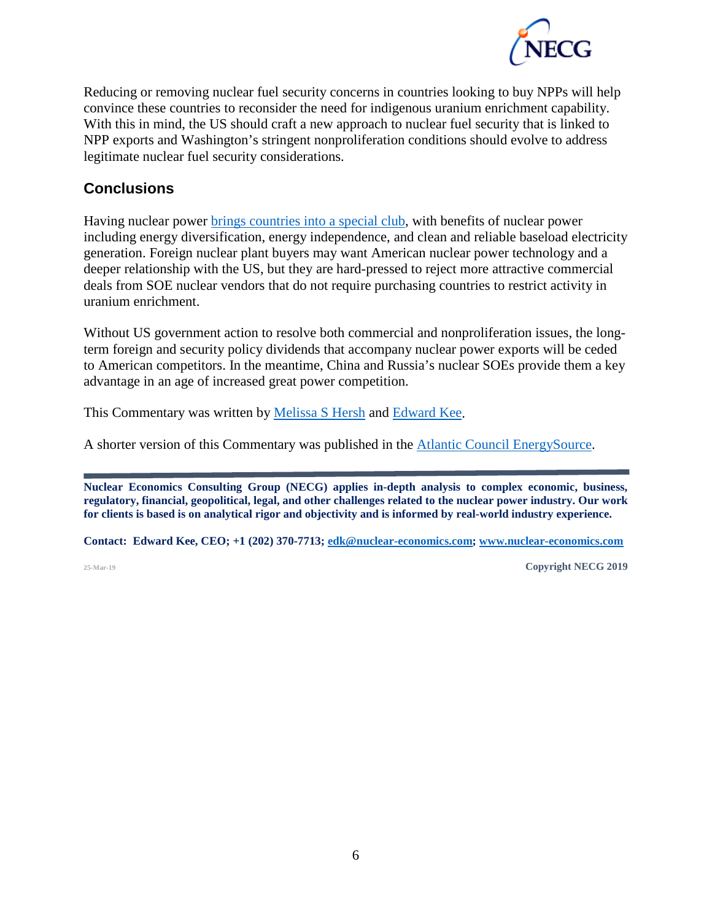Reducing or removing nuclear fuel security concerns in countries looking to buy NPPs will help convince these countries to reconsider the need for indigenous uranium enrichment capability. With this in mind, the US should craft a new approach to nuclear fuel security that is linked to NPP exports and Washington's stringent nonproliferation conditions should evolve to address legitimate nuclear fuel security considerations.

## Conclusions

Having nuclear power brings countries into a special club, with benefits of nuclear power including energy diversification, energy independence, and clean and reliable baseload electricity generation. Foreign nuclear plant buyers may want American nuclear power technology and a deeper relationship with the US, but they are hard-pressed to reject more attractive commercial deals from SOE nuclear vendors that do not require purchasing countries to restrict activity in uranium enrichment.

Without US government action to resolve both commercial and nonproliferation issues, the long-term foreign and security policy dividends that accompany nuclear power exports will be ceded to American competitors. In the meantime, China and Russia's nuclear SOEs provide them a key advantage in an age of increased great power competition.

This Commentary was written by Melissa S Hersh and Edward Kee.

A shorter version of this Commentary was published in the Atlantic Council EnergySource.

---

**Nuclear Economics Consulting Group (NECG) applies in-depth analysis to complex economic, business, regulatory, financial, geopolitical, legal, and other challenges related to the nuclear power industry. Our work for clients is based is on analytical rigor and objectivity and is informed by real-world industry experience.**

**Contact: Edward Kee, CEO; +1 (202) 370-7713; edk@nuclear-economics.com; www.nuclear-economics.com**

25-Mar-19

**Copyright NECG 2019**